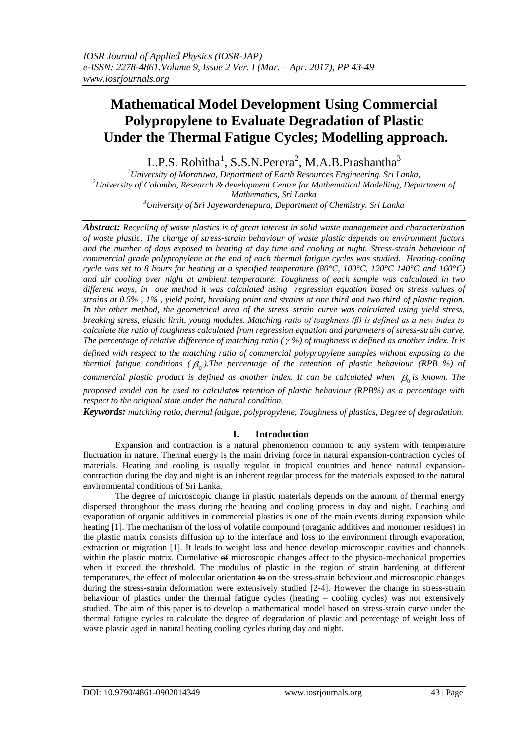# Mathematical Model Development Using Commercial Polypropylene to Evaluate Degradation of Plastic Under the Thermal Fatigue Cycles; Modelling approach.

L.P.S. Rohitha[1], S.S.N.Perera[2], M.A.B.Prashantha[3]

[1]University of Moratuwa, Department of Earth Resources Engineering. Sri Lanka,
[2]University of Colombo, Research & development Centre for Mathematical Modelling, Department of Mathematics, Sri Lanka
[3]University of Sri Jayewardenepura, Department of Chemistry. Sri Lanka

***Abstract:*** *Recycling of waste plastics is of great interest in solid waste management and characterization of waste plastic. The change of stress-strain behaviour of waste plastic depends on environment factors and the number of days exposed to heating at day time and cooling at night. Stress-strain behaviour of commercial grade polypropylene at the end of each thermal fatigue cycles was studied. Heating-cooling cycle was set to 8 hours for heating at a specified temperature (80°C, 100°C, 120°C 140°C and 160°C) and air cooling over night at ambient temperature. Toughness of each sample was calculated in two different ways, in one method it was calculated using regression equation based on stress values of strains at 0.5% , 1% , yield point, breaking point and strains at one third and two third of plastic region. In the other method, the geometrical area of the stress–strain curve was calculated using yield stress, breaking stress, elastic limit, young modules. Matching ratio of toughness (β) is defined as a new index to calculate the ratio of toughness calculated from regression equation and parameters of stress-strain curve. The percentage of relative difference of matching ratio ( $\gamma$ %) of toughness is defined as another index. It is defined with respect to the matching ratio of commercial polypropylene samples without exposing to the thermal fatigue conditions ( $\beta_0$ ).The percentage of the retention of plastic behaviour (RPB %) of commercial plastic product is defined as another index. It can be calculated when $\beta_0$ is known. The proposed model can be used to calculates retention of plastic behaviour (RPB%) as a percentage with respect to the original state under the natural condition.*

***Keywords:*** *matching ratio, thermal fatigue, polypropylene, Toughness of plastics, Degree of degradation.*

## I. Introduction

Expansion and contraction is a natural phenomenon common to any system with temperature fluctuation in nature. Thermal energy is the main driving force in natural expansion-contraction cycles of materials. Heating and cooling is usually regular in tropical countries and hence natural expansion-contraction during the day and night is an inherent regular process for the materials exposed to the natural environmental conditions of Sri Lanka.

The degree of microscopic change in plastic materials depends on the amount of thermal energy dispersed throughout the mass during the heating and cooling process in day and night. Leaching and evaporation of organic additives in commercial plastics is one of the main events during expansion while heating [1]. The mechanism of the loss of volatile compound (oraganic additives and monomer residues) in the plastic matrix consists diffusion up to the interface and loss to the environment through evaporation, extraction or migration [1]. It leads to weight loss and hence develop microscopic cavities and channels within the plastic matrix. Cumulative of microscopic changes affect to the physico-mechanical properties when it exceed the threshold. The modulus of plastic in the region of strain hardening at different temperatures, the effect of molecular orientation to on the stress-strain behaviour and microscopic changes during the stress-strain deformation were extensively studied [2-4]. However the change in stress-strain behaviour of plastics under the thermal fatigue cycles (heating – cooling cycles) was not extensively studied. The aim of this paper is to develop a mathematical model based on stress-strain curve under the thermal fatigue cycles to calculate the degree of degradation of plastic and percentage of weight loss of waste plastic aged in natural heating cooling cycles during day and night.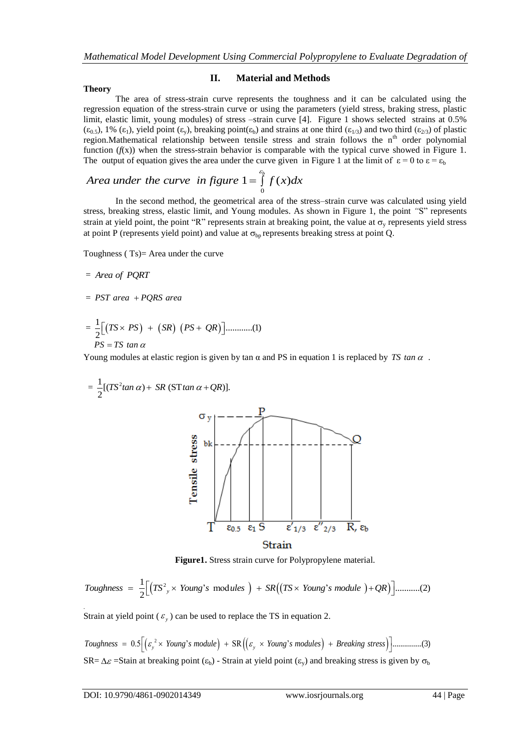## II. Material and Methods

**Theory**

The area of stress-strain curve represents the toughness and it can be calculated using the regression equation of the stress-strain curve or using the parameters (yield stress, braking stress, plastic limit, elastic limit, young modules) of stress –strain curve [4]. Figure 1 shows selected strains at 0.5% ($\varepsilon_{0.5}$), 1% ($\varepsilon_1$), yield point ($\varepsilon_y$), breaking point($\varepsilon_b$) and strains at one third ($\varepsilon_{1/3}$) and two third ($\varepsilon_{2/3}$) of plastic region.Mathematical relationship between tensile stress and strain follows the n[th] order polynomial function ($f$(x)) when the stress-strain behavior is comparable with the typical curve showed in Figure 1. The output of equation gives the area under the curve given in Figure 1 at the limit of $\varepsilon = 0$ to $\varepsilon = \varepsilon_b$

$$Area\ under\ the\ curve\ \ in\ figure\ 1 = \int_0^{\varepsilon_b} f(x)dx$$

In the second method, the geometrical area of the stress–strain curve was calculated using yield stress, breaking stress, elastic limit, and Young modules. As shown in Figure 1, the point "S" represents strain at yield point, the point "R" represents strain at breaking point, the value at $\sigma_y$ represents yield stress at point P (represents yield point) and value at $\sigma_{bp}$ represents breaking stress at point Q.

Toughness ( Ts)= Area under the curve

$$= \ Area\ of\ PQRT$$

$$= \ PST\ area\ + PQRS\ area$$

$$= \frac{1}{2}\left[ (TS \times PS)\ +\ (SR)\ (PS + \ QR) \right] ............(1)$$

$$PS = TS\ tan\ \alpha$$

Young modules at elastic region is given by tan α and PS in equation 1 is replaced by $TS\ tan\ \alpha$ .

$$= \ \frac{1}{2}[(TS^2 tan\ \alpha) + \ SR\ (\text{ST}\,tan\ \alpha + QR)].$$

**Figure1.** Stress strain curve for Polypropylene material.

$$Toughness\ =\ \frac{1}{2}\left[ \left(TS^2{}_y \times\ Young's\ \text{mod}ules\ \right)\ +\ SR\left( (TS \times\ Young's\ module\ ) + QR \right) \right] ...........(2)$$

Strain at yield point ( $\varepsilon_y$ ) can be used to replace the TS in equation 2.

$$Toughness\ =\ 0.5\left[ \left( \varepsilon_y{}^2 \times\ Young's\ module \right)\ +\ \text{SR}\left( \left( \varepsilon_y\ \times\ Young's\ modules \right)\ +\ Breaking\ stress \right) \right] ..............(3)$$

SR= $\Delta\varepsilon$ =Stain at breaking point ($\varepsilon_b$) - Strain at yield point ($\varepsilon_y$) and breaking stress is given by $\sigma_b$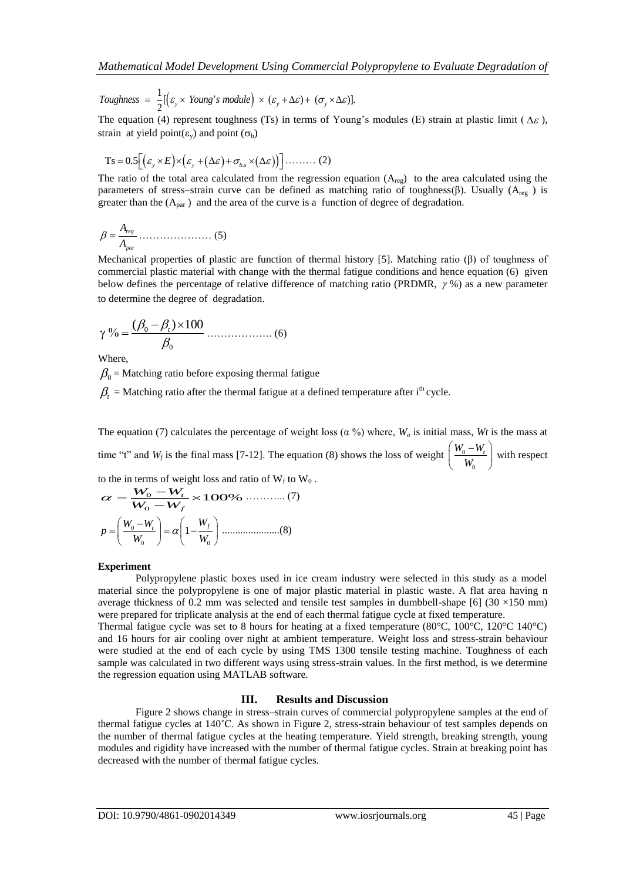$$Toughness = \frac{1}{2}[(\varepsilon_y \times Young's\ module) \times (\varepsilon_y + \Delta\varepsilon) + (\sigma_y \times \Delta\varepsilon)].$$

The equation (4) represent toughness (Ts) in terms of Young's modules (E) strain at plastic limit ( $\Delta\varepsilon$ ), strain at yield point($\varepsilon_y$) and point ($\sigma_b$)

$$\text{Ts} = 0.5\left[\left(\varepsilon_y \times E\right) \times \left(\varepsilon_y + \left(\Delta\varepsilon\right) + \sigma_{b.s} \times \left(\Delta\varepsilon\right)\right)\right] \ldots\ldots\ldots (2)$$

The ratio of the total area calculated from the regression equation ($A_{reg}$) to the area calculated using the parameters of stress–strain curve can be defined as matching ratio of toughness($\beta$). Usually ($A_{reg}$ ) is greater than the ($A_{par}$ ) and the area of the curve is a function of degree of degradation.

$$\beta = \frac{A_{reg}}{A_{par}} \ldots\ldots\ldots\ldots\ldots\ldots\ldots (5)$$

Mechanical properties of plastic are function of thermal history [5]. Matching ratio ($\beta$) of toughness of commercial plastic material with change with the thermal fatigue conditions and hence equation (6) given below defines the percentage of relative difference of matching ratio (PRDMR, $\gamma$ %) as a new parameter to determine the degree of degradation.

$$\gamma\,\% = \frac{(\beta_0 - \beta_t) \times 100}{\beta_0} \ldots\ldots\ldots\ldots\ldots\ldots (6)$$

Where,

$\beta_0$ = Matching ratio before exposing thermal fatigue

$\beta_t$ = Matching ratio after the thermal fatigue at a defined temperature after i[th] cycle.

The equation (7) calculates the percentage of weight loss ($\alpha$ %) where, $W_o$ is initial mass, $Wt$ is the mass at time "t" and $W_f$ is the final mass [7-12]. The equation (8) shows the loss of weight $\left(\frac{W_0 - W_t}{W_0}\right)$ with respect to the in terms of weight loss and ratio of $W_f$ to $W_0$ .

$$\alpha = \frac{W_0 - W_t}{W_0 - W_f} \times 100\% \ldots\ldots\ldots (7)$$

$$p = \left(\frac{W_0 - W_t}{W_0}\right) = \alpha\left(1 - \frac{W_f}{W_0}\right) \ldots\ldots\ldots\ldots\ldots\ldots (8)$$

**Experiment**

Polypropylene plastic boxes used in ice cream industry were selected in this study as a model material since the polypropylene is one of major plastic material in plastic waste. A flat area having n average thickness of 0.2 mm was selected and tensile test samples in dumbbell-shape [6] (30 ×150 mm) were prepared for triplicate analysis at the end of each thermal fatigue cycle at fixed temperature.

Thermal fatigue cycle was set to 8 hours for heating at a fixed temperature (80°C, 100°C, 120°C 140°C) and 16 hours for air cooling over night at ambient temperature. Weight loss and stress-strain behaviour were studied at the end of each cycle by using TMS 1300 tensile testing machine. Toughness of each sample was calculated in two different ways using stress-strain values. In the first method, is we determine the regression equation using MATLAB software.

## III. Results and Discussion

Figure 2 shows change in stress–strain curves of commercial polypropylene samples at the end of thermal fatigue cycles at 140˚C. As shown in Figure 2, stress-strain behaviour of test samples depends on the number of thermal fatigue cycles at the heating temperature. Yield strength, breaking strength, young modules and rigidity have increased with the number of thermal fatigue cycles. Strain at breaking point has decreased with the number of thermal fatigue cycles.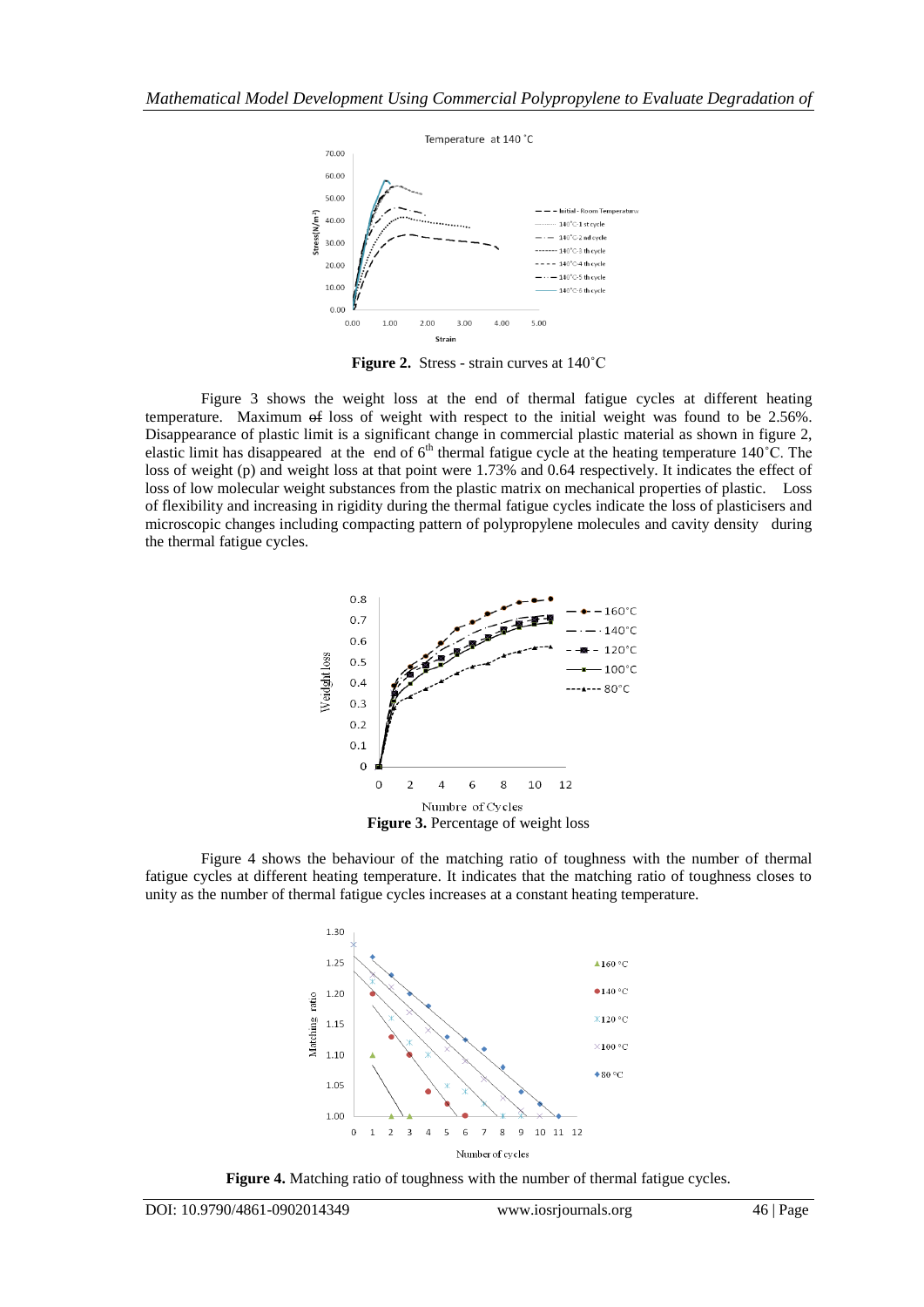**Figure 2.** Stress - strain curves at 140˚C

Figure 3 shows the weight loss at the end of thermal fatigue cycles at different heating temperature. Maximum ~~of~~ loss of weight with respect to the initial weight was found to be 2.56%. Disappearance of plastic limit is a significant change in commercial plastic material as shown in figure 2, elastic limit has disappeared at the end of 6[th] thermal fatigue cycle at the heating temperature 140˚C. The loss of weight (p) and weight loss at that point were 1.73% and 0.64 respectively. It indicates the effect of loss of low molecular weight substances from the plastic matrix on mechanical properties of plastic. Loss of flexibility and increasing in rigidity during the thermal fatigue cycles indicate the loss of plasticisers and microscopic changes including compacting pattern of polypropylene molecules and cavity density during the thermal fatigue cycles.

**Figure 3.** Percentage of weight loss

Figure 4 shows the behaviour of the matching ratio of toughness with the number of thermal fatigue cycles at different heating temperature. It indicates that the matching ratio of toughness closes to unity as the number of thermal fatigue cycles increases at a constant heating temperature.

**Figure 4.** Matching ratio of toughness with the number of thermal fatigue cycles.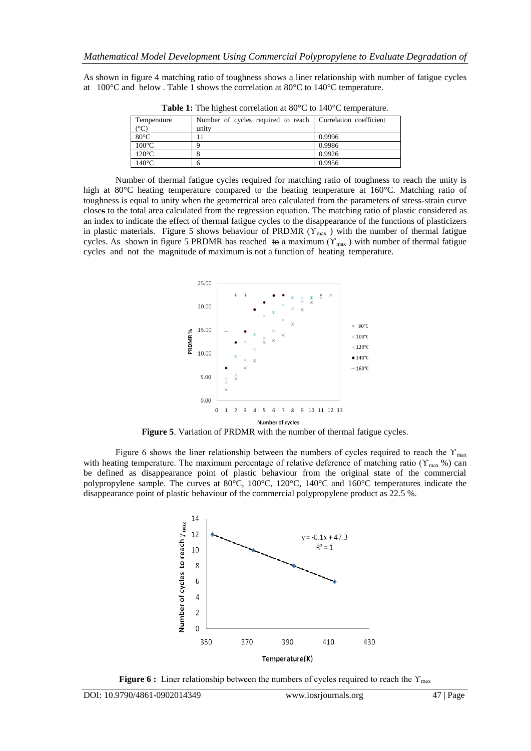As shown in figure 4 matching ratio of toughness shows a liner relationship with number of fatigue cycles at 100°C and below . Table 1 shows the correlation at 80°C to 140°C temperature.

**Table 1:** The highest correlation at 80°C to 140°C temperature.

| Temperature (°C) | Number of cycles required to reach unity | Correlation coefficient |
|---|---|---|
| 80°C | 11 | 0.9996 |
| 100°C | 9 | 0.9986 |
| 120°C | 8 | 0.9926 |
| 140°C | 6 | 0.9956 |

Number of thermal fatigue cycles required for matching ratio of toughness to reach the unity is high at 80°C heating temperature compared to the heating temperature at 160°C. Matching ratio of toughness is equal to unity when the geometrical area calculated from the parameters of stress-strain curve closes to the total area calculated from the regression equation. The matching ratio of plastic considered as an index to indicate the effect of thermal fatigue cycles to the disappearance of the functions of plasticizers in plastic materials. Figure 5 shows behaviour of PRDMR ($\Upsilon_{max}$ ) with the number of thermal fatigue cycles. As shown in figure 5 PRDMR has reached a maximum ($\Upsilon_{max}$ ) with number of thermal fatigue cycles and not the magnitude of maximum is not a function of heating temperature.

**Figure 5**. Variation of PRDMR with the number of thermal fatigue cycles.

Figure 6 shows the liner relationship between the numbers of cycles required to reach the $\Upsilon_{max}$ with heating temperature. The maximum percentage of relative deference of matching ratio ($\Upsilon_{max}$ %) can be defined as disappearance point of plastic behaviour from the original state of the commercial polypropylene sample. The curves at 80°C, 100°C, 120°C, 140°C and 160°C temperatures indicate the disappearance point of plastic behaviour of the commercial polypropylene product as 22.5 %.

**Figure 6 :** Liner relationship between the numbers of cycles required to reach the $\Upsilon_{max}$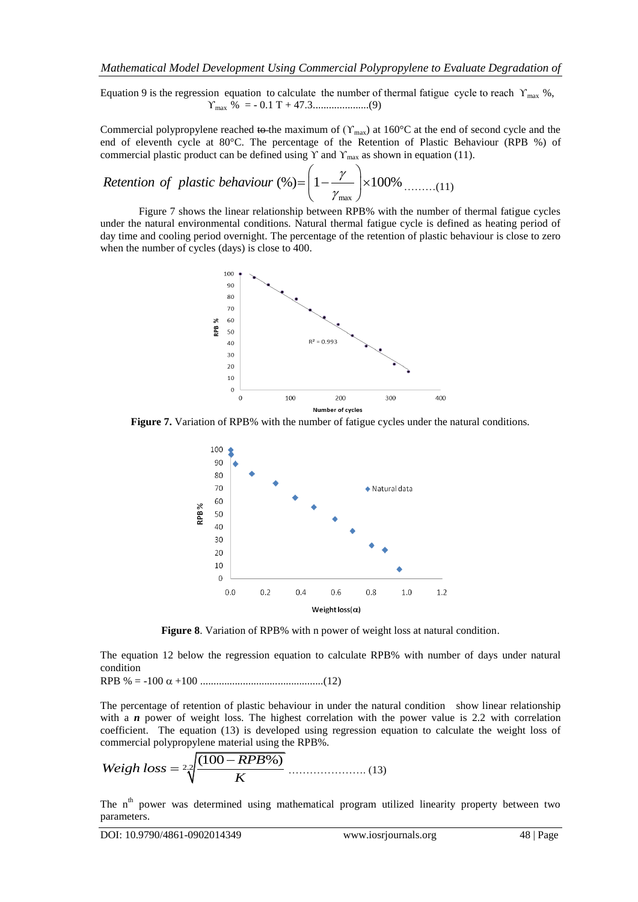Equation 9 is the regression equation to calculate the number of thermal fatigue cycle to reach $\Upsilon_{max}$ %,

$$\Upsilon_{max}\ \% = -0.1\ T + 47.3 \quad (9)$$

Commercial polypropylene reached the maximum of ($\Upsilon_{max}$) at 160°C at the end of second cycle and the end of eleventh cycle at 80°C. The percentage of the Retention of Plastic Behaviour (RPB %) of commercial plastic product can be defined using $\Upsilon$ and $\Upsilon_{max}$ as shown in equation (11).

$$Retention\ of\ plastic\ behaviour\ (\%) = \left(1 - \frac{\gamma}{\gamma_{max}}\right) \times 100\% \quad (11)$$

Figure 7 shows the linear relationship between RPB% with the number of thermal fatigue cycles under the natural environmental conditions. Natural thermal fatigue cycle is defined as heating period of day time and cooling period overnight. The percentage of the retention of plastic behaviour is close to zero when the number of cycles (days) is close to 400.

**Figure 7.** Variation of RPB% with the number of fatigue cycles under the natural conditions.

**Figure 8**. Variation of RPB% with n power of weight loss at natural condition.

The equation 12 below the regression equation to calculate RPB% with number of days under natural condition

$$RPB\ \% = -100\ \alpha + 100 \quad (12)$$

The percentage of retention of plastic behaviour in under the natural condition show linear relationship with a ***n*** power of weight loss. The highest correlation with the power value is 2.2 with correlation coefficient. The equation (13) is developed using regression equation to calculate the weight loss of commercial polypropylene material using the RPB%.

$$Weigh\ loss = \sqrt[2.2]{\frac{(100 - RPB\%)}{K}} \quad (13)$$

The $n^{th}$ power was determined using mathematical program utilized linearity property between two parameters.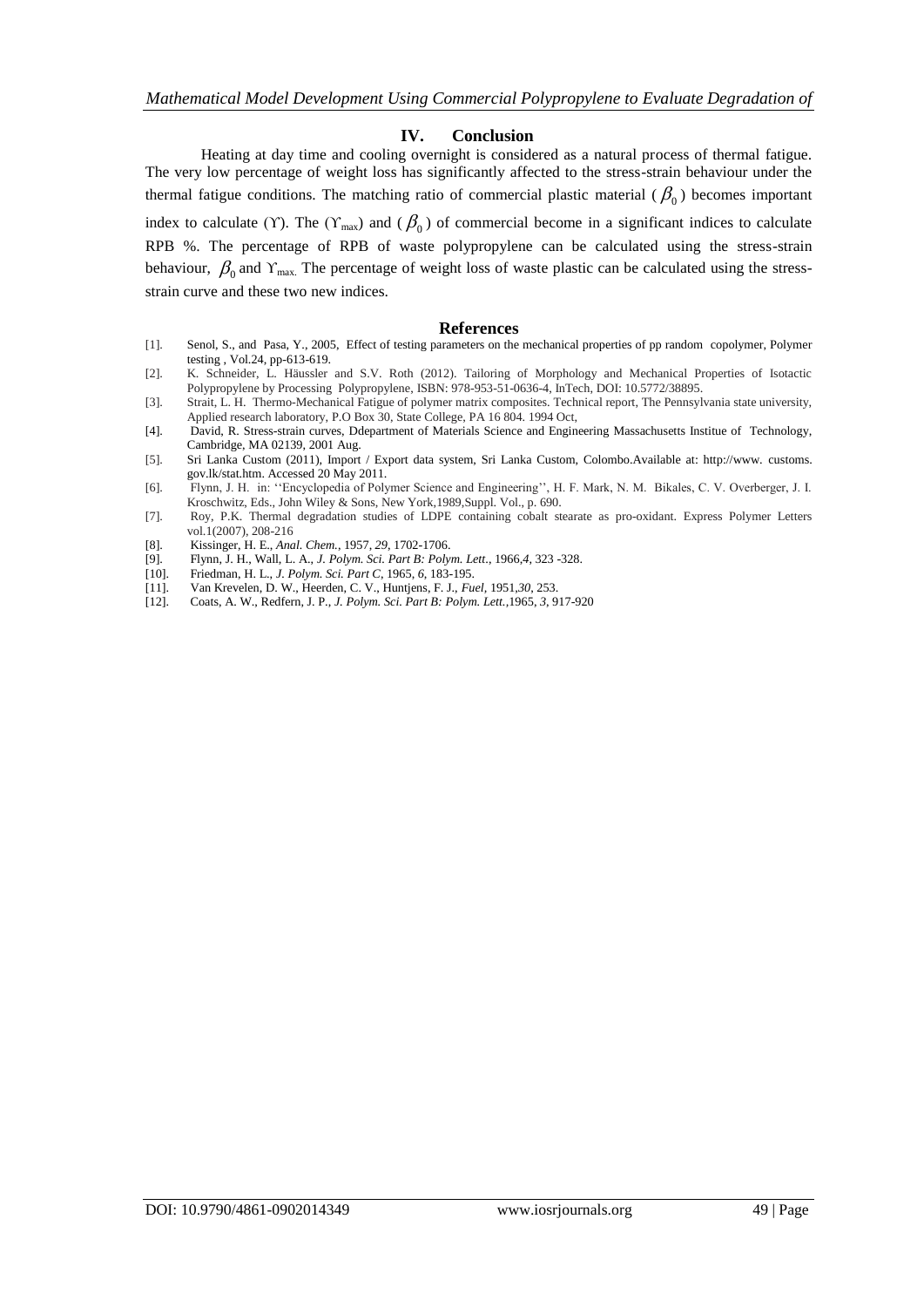## IV. Conclusion

Heating at day time and cooling overnight is considered as a natural process of thermal fatigue. The very low percentage of weight loss has significantly affected to the stress-strain behaviour under the thermal fatigue conditions. The matching ratio of commercial plastic material ($\beta_0$) becomes important index to calculate ($\Upsilon$). The ($\Upsilon_{max}$) and ($\beta_0$) of commercial become in a significant indices to calculate RPB %. The percentage of RPB of waste polypropylene can be calculated using the stress-strain behaviour, $\beta_0$ and $\Upsilon_{max.}$ The percentage of weight loss of waste plastic can be calculated using the stress-strain curve and these two new indices.

## References

[1]. Senol, S., and Pasa, Y., 2005, Effect of testing parameters on the mechanical properties of pp random copolymer, Polymer testing , Vol.24, pp-613-619.

[2]. K. Schneider, L. Häussler and S.V. Roth (2012). Tailoring of Morphology and Mechanical Properties of Isotactic Polypropylene by Processing Polypropylene, ISBN: 978-953-51-0636-4, InTech, DOI: 10.5772/38895.

[3]. Strait, L. H. Thermo-Mechanical Fatigue of polymer matrix composites. Technical report, The Pennsylvania state university, Applied research laboratory, P.O Box 30, State College, PA 16 804. 1994 Oct,

[4]. David, R. Stress-strain curves, Ddepartment of Materials Science and Engineering Massachusetts Institue of Technology, Cambridge, MA 02139, 2001 Aug.

[5]. Sri Lanka Custom (2011), Import / Export data system, Sri Lanka Custom, Colombo.Available at: http://www. customs. gov.lk/stat.htm. Accessed 20 May 2011.

[6]. Flynn, J. H. in: ''Encyclopedia of Polymer Science and Engineering'', H. F. Mark, N. M. Bikales, C. V. Overberger, J. I. Kroschwitz, Eds., John Wiley & Sons, New York,1989,Suppl. Vol., p. 690.

[7]. Roy, P.K. Thermal degradation studies of LDPE containing cobalt stearate as pro-oxidant. Express Polymer Letters vol.1(2007), 208-216

[8]. Kissinger, H. E., *Anal. Chem.*, 1957, *29*, 1702-1706.

[9]. Flynn, J. H., Wall, L. A., *J. Polym. Sci. Part B: Polym. Lett*., 1966,*4*, 323 -328.

[10]. Friedman, H. L., *J. Polym. Sci. Part C*, 1965, *6*, 183-195.

[11]. Van Krevelen, D. W., Heerden, C. V., Huntjens, F. J., *Fuel*, 1951,*30*, 253.

[12]. Coats, A. W., Redfern, J. P., *J. Polym. Sci. Part B: Polym. Lett.*,1965, *3*, 917-920